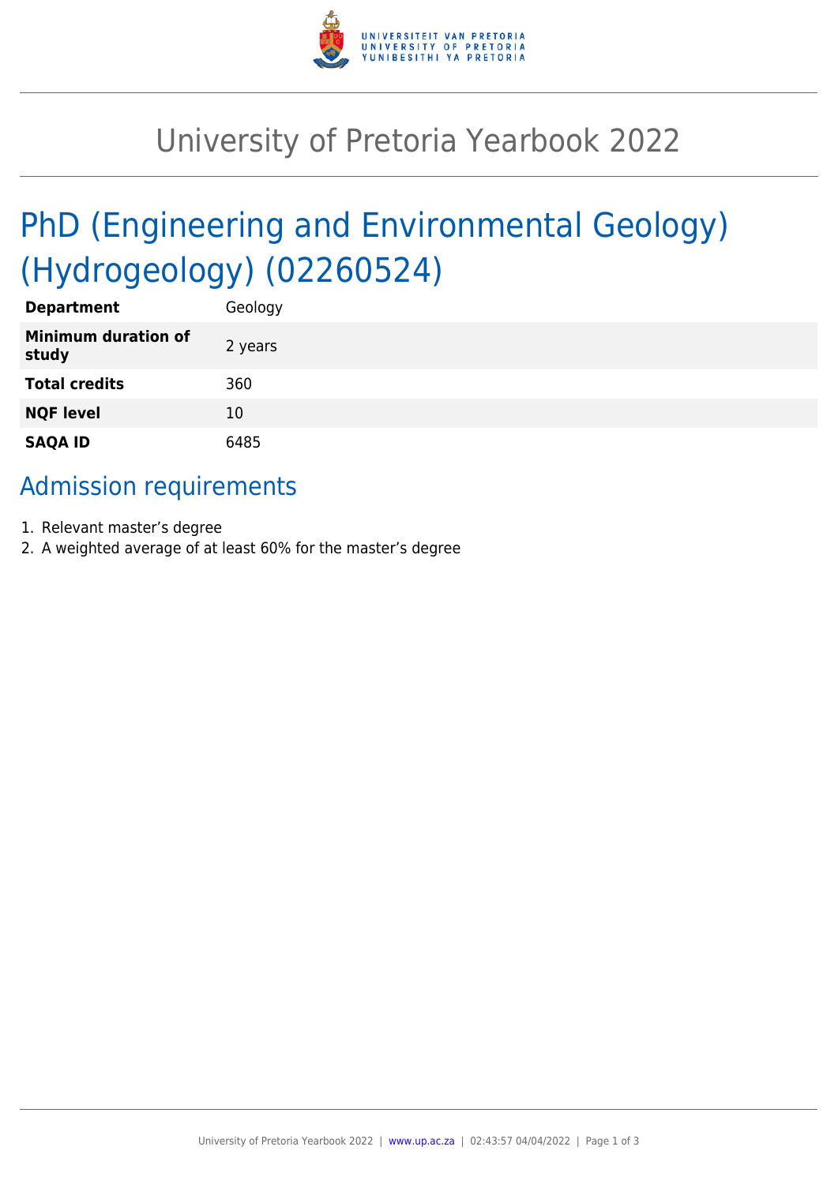# University of Pretoria Yearbook 2022

## PhD (Engineering and Environmental Geology) (Hydrogeology) (02260524)

| | |
|---|---|
| **Department** | Geology |
| **Minimum duration of study** | 2 years |
| **Total credits** | 360 |
| **NQF level** | 10 |
| **SAQA ID** | 6485 |

## Admission requirements

1. Relevant master's degree
2. A weighted average of at least 60% for the master's degree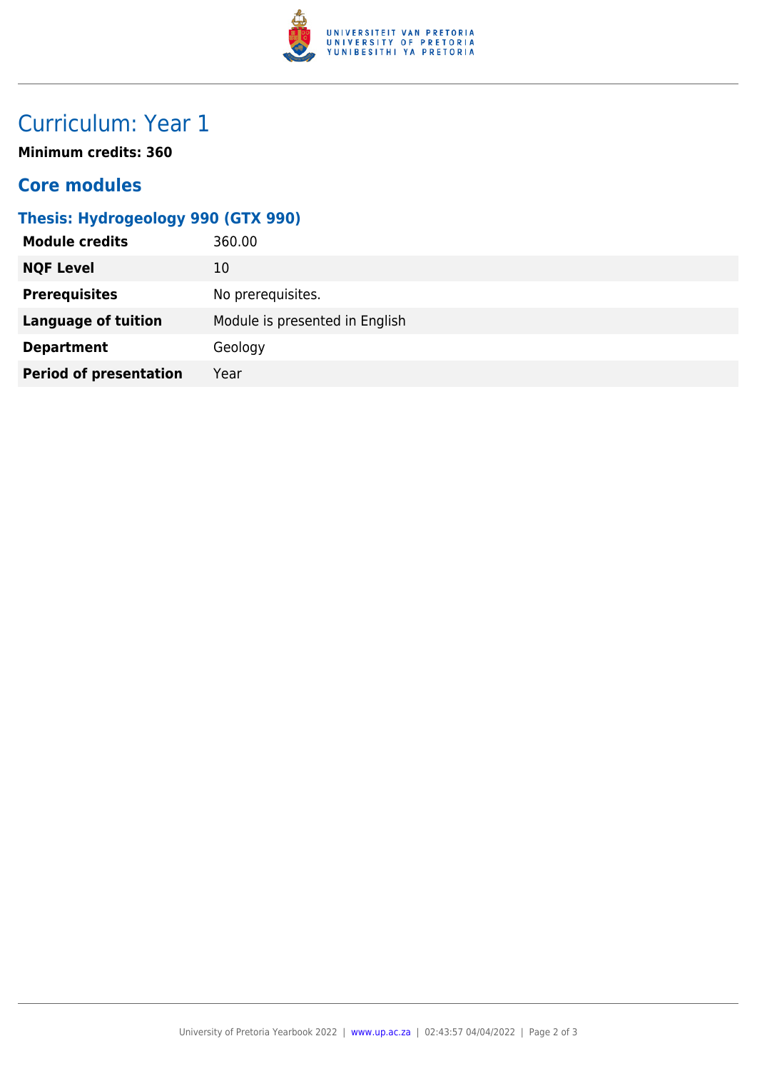# Curriculum: Year 1

**Minimum credits: 360**

## Core modules

### Thesis: Hydrogeology 990 (GTX 990)

| | |
|---|---|
| **Module credits** | 360.00 |
| **NQF Level** | 10 |
| **Prerequisites** | No prerequisites. |
| **Language of tuition** | Module is presented in English |
| **Department** | Geology |
| **Period of presentation** | Year |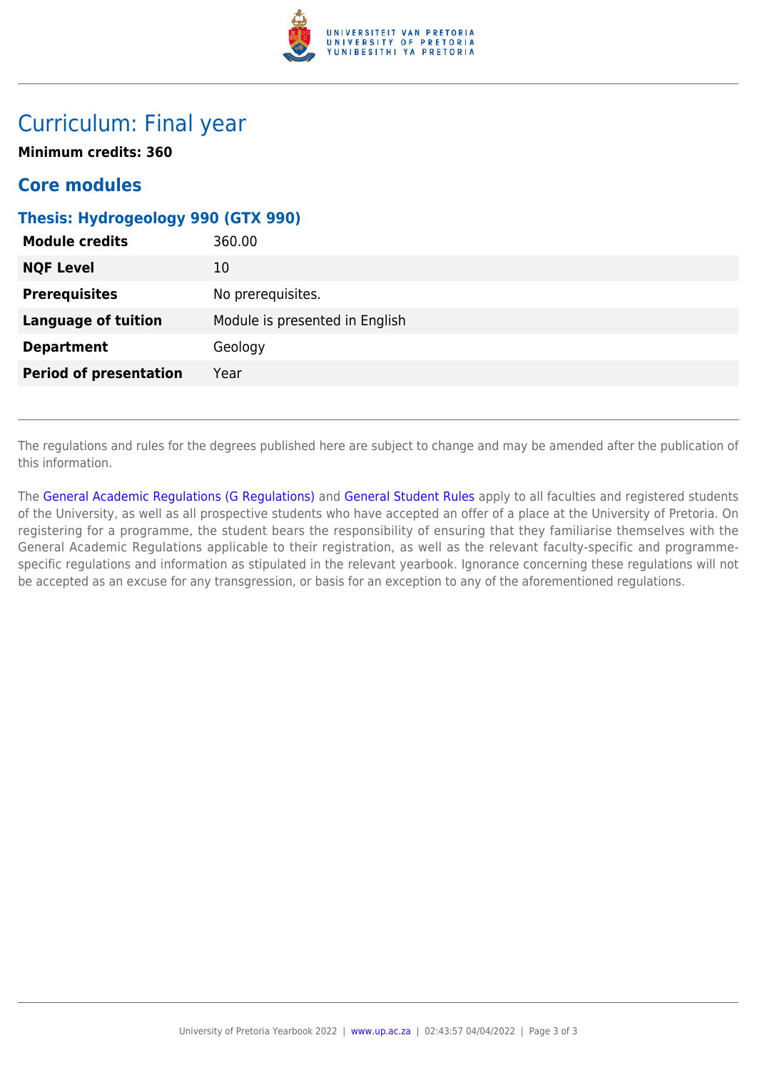# Curriculum: Final year

**Minimum credits: 360**

## Core modules

### Thesis: Hydrogeology 990 (GTX 990)

| | |
|---|---|
| **Module credits** | 360.00 |
| **NQF Level** | 10 |
| **Prerequisites** | No prerequisites. |
| **Language of tuition** | Module is presented in English |
| **Department** | Geology |
| **Period of presentation** | Year |

The regulations and rules for the degrees published here are subject to change and may be amended after the publication of this information.

The General Academic Regulations (G Regulations) and General Student Rules apply to all faculties and registered students of the University, as well as all prospective students who have accepted an offer of a place at the University of Pretoria. On registering for a programme, the student bears the responsibility of ensuring that they familiarise themselves with the General Academic Regulations applicable to their registration, as well as the relevant faculty-specific and programme-specific regulations and information as stipulated in the relevant yearbook. Ignorance concerning these regulations will not be accepted as an excuse for any transgression, or basis for an exception to any of the aforementioned regulations.